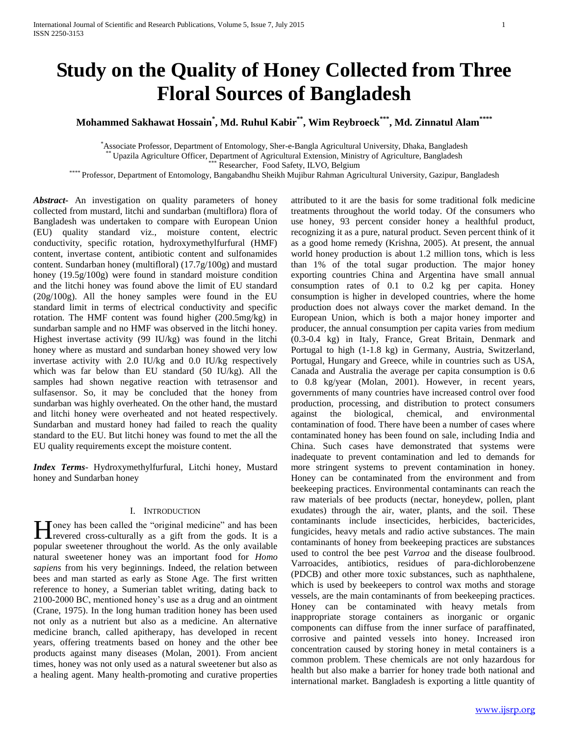# Study on the Quality of Honey Collected from Three Floral Sources of Bangladesh

**Mohammed Sakhawat Hossain[*], Md. Ruhul Kabir[**], Wim Reybroeck[***], Md. Zinnatul Alam[****]**

[*] Associate Professor, Department of Entomology, Sher-e-Bangla Agricultural University, Dhaka, Bangladesh
[**] Upazila Agriculture Officer, Department of Agricultural Extension, Ministry of Agriculture, Bangladesh
[***] Researcher, Food Safety, ILVO, Belgium
[****] Professor, Department of Entomology, Bangabandhu Sheikh Mujibur Rahman Agricultural University, Gazipur, Bangladesh

***Abstract-*** An investigation on quality parameters of honey collected from mustard, litchi and sundarban (multiflora) flora of Bangladesh was undertaken to compare with European Union (EU) quality standard viz., moisture content, electric conductivity, specific rotation, hydroxymethylfurfural (HMF) content, invertase content, antibiotic content and sulfonamides content. Sundarban honey (multifloral) (17.7g/100g) and mustard honey (19.5g/100g) were found in standard moisture condition and the litchi honey was found above the limit of EU standard (20g/100g). All the honey samples were found in the EU standard limit in terms of electrical conductivity and specific rotation. The HMF content was found higher (200.5mg/kg) in sundarban sample and no HMF was observed in the litchi honey. Highest invertase activity (99 IU/kg) was found in the litchi honey where as mustard and sundarban honey showed very low invertase activity with 2.0 IU/kg and 0.0 IU/kg respectively which was far below than EU standard (50 IU/kg). All the samples had shown negative reaction with tetrasensor and sulfasensor. So, it may be concluded that the honey from sundarban was highly overheated. On the other hand, the mustard and litchi honey were overheated and not heated respectively. Sundarban and mustard honey had failed to reach the quality standard to the EU. But litchi honey was found to met the all the EU quality requirements except the moisture content.

***Index Terms*-** Hydroxymethylfurfural, Litchi honey, Mustard honey and Sundarban honey

## I. Introduction

Honey has been called the "original medicine" and has been revered cross-culturally as a gift from the gods. It is a popular sweetener throughout the world. As the only available natural sweetener honey was an important food for *Homo sapiens* from his very beginnings. Indeed, the relation between bees and man started as early as Stone Age. The first written reference to honey, a Sumerian tablet writing, dating back to 2100-2000 BC, mentioned honey's use as a drug and an ointment (Crane, 1975). In the long human tradition honey has been used not only as a nutrient but also as a medicine. An alternative medicine branch, called apitherapy, has developed in recent years, offering treatments based on honey and the other bee products against many diseases (Molan, 2001). From ancient times, honey was not only used as a natural sweetener but also as a healing agent. Many health-promoting and curative properties attributed to it are the basis for some traditional folk medicine treatments throughout the world today. Of the consumers who use honey, 93 percent consider honey a healthful product, recognizing it as a pure, natural product. Seven percent think of it as a good home remedy (Krishna, 2005). At present, the annual world honey production is about 1.2 million tons, which is less than 1% of the total sugar production. The major honey exporting countries China and Argentina have small annual consumption rates of 0.1 to 0.2 kg per capita. Honey consumption is higher in developed countries, where the home production does not always cover the market demand. In the European Union, which is both a major honey importer and producer, the annual consumption per capita varies from medium (0.3-0.4 kg) in Italy, France, Great Britain, Denmark and Portugal to high (1-1.8 kg) in Germany, Austria, Switzerland, Portugal, Hungary and Greece, while in countries such as USA, Canada and Australia the average per capita consumption is 0.6 to 0.8 kg/year (Molan, 2001). However, in recent years, governments of many countries have increased control over food production, processing, and distribution to protect consumers against the biological, chemical, and environmental contamination of food. There have been a number of cases where contaminated honey has been found on sale, including India and China. Such cases have demonstrated that systems were inadequate to prevent contamination and led to demands for more stringent systems to prevent contamination in honey. Honey can be contaminated from the environment and from beekeeping practices. Environmental contaminants can reach the raw materials of bee products (nectar, honeydew, pollen, plant exudates) through the air, water, plants, and the soil. These contaminants include insecticides, herbicides, bactericides, fungicides, heavy metals and radio active substances. The main contaminants of honey from beekeeping practices are substances used to control the bee pest *Varroa* and the disease foulbrood. Varroacides, antibiotics, residues of para-dichlorobenzene (PDCB) and other more toxic substances, such as naphthalene, which is used by beekeepers to control wax moths and storage vessels, are the main contaminants of from beekeeping practices. Honey can be contaminated with heavy metals from inappropriate storage containers as inorganic or organic components can diffuse from the inner surface of paraffinated, corrosive and painted vessels into honey. Increased iron concentration caused by storing honey in metal containers is a common problem. These chemicals are not only hazardous for health but also make a barrier for honey trade both national and international market. Bangladesh is exporting a little quantity of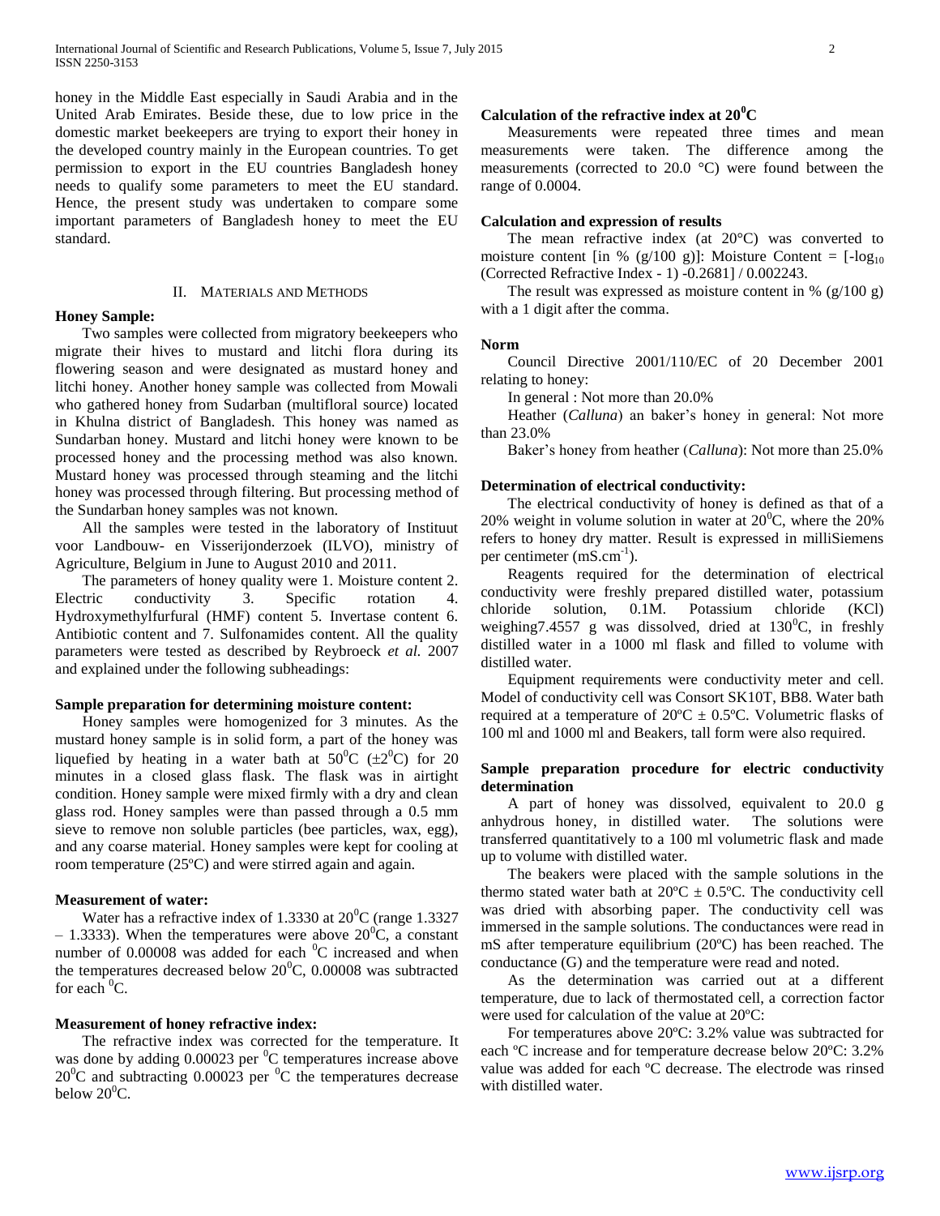honey in the Middle East especially in Saudi Arabia and in the United Arab Emirates. Beside these, due to low price in the domestic market beekeepers are trying to export their honey in the developed country mainly in the European countries. To get permission to export in the EU countries Bangladesh honey needs to qualify some parameters to meet the EU standard. Hence, the present study was undertaken to compare some important parameters of Bangladesh honey to meet the EU standard.

## II. Materials and Methods

**Honey Sample:**

Two samples were collected from migratory beekeepers who migrate their hives to mustard and litchi flora during its flowering season and were designated as mustard honey and litchi honey. Another honey sample was collected from Mowali who gathered honey from Sudarban (multifloral source) located in Khulna district of Bangladesh. This honey was named as Sundarban honey. Mustard and litchi honey were known to be processed honey and the processing method was also known. Mustard honey was processed through steaming and the litchi honey was processed through filtering. But processing method of the Sundarban honey samples was not known.

All the samples were tested in the laboratory of Instituut voor Landbouw- en Visserijonderzoek (ILVO), ministry of Agriculture, Belgium in June to August 2010 and 2011.

The parameters of honey quality were 1. Moisture content 2. Electric conductivity 3. Specific rotation 4. Hydroxymethylfurfural (HMF) content 5. Invertase content 6. Antibiotic content and 7. Sulfonamides content. All the quality parameters were tested as described by Reybroeck *et al.* 2007 and explained under the following subheadings:

**Sample preparation for determining moisture content:**

Honey samples were homogenized for 3 minutes. As the mustard honey sample is in solid form, a part of the honey was liquefied by heating in a water bath at $50^0$C ($\pm 2^0$C) for 20 minutes in a closed glass flask. The flask was in airtight condition. Honey sample were mixed firmly with a dry and clean glass rod. Honey samples were than passed through a 0.5 mm sieve to remove non soluble particles (bee particles, wax, egg), and any coarse material. Honey samples were kept for cooling at room temperature (25ºC) and were stirred again and again.

**Measurement of water:**

Water has a refractive index of 1.3330 at $20^0$C (range 1.3327 – 1.3333). When the temperatures were above $20^0$C, a constant number of 0.00008 was added for each $^0$C increased and when the temperatures decreased below $20^0$C, 0.00008 was subtracted for each $^0$C.

**Measurement of honey refractive index:**

The refractive index was corrected for the temperature. It was done by adding 0.00023 per $^0$C temperatures increase above $20^0$C and subtracting 0.00023 per $^0$C the temperatures decrease below $20^0$C.

**Calculation of the refractive index at $20^0$C**

Measurements were repeated three times and mean measurements were taken. The difference among the measurements (corrected to 20.0 °C) were found between the range of 0.0004.

**Calculation and expression of results**

The mean refractive index (at 20°C) was converted to moisture content [in % (g/100 g)]: Moisture Content = [$-\log_{10}$ (Corrected Refractive Index - 1) -0.2681] / 0.002243.

The result was expressed as moisture content in % (g/100 g) with a 1 digit after the comma.

**Norm**

Council Directive 2001/110/EC of 20 December 2001 relating to honey:

In general : Not more than 20.0%

Heather (*Calluna*) an baker's honey in general: Not more than 23.0%

Baker's honey from heather (*Calluna*): Not more than 25.0%

**Determination of electrical conductivity:**

The electrical conductivity of honey is defined as that of a 20% weight in volume solution in water at $20^0$C, where the 20% refers to honey dry matter. Result is expressed in milliSiemens per centimeter ($mS.cm^{-1}$).

Reagents required for the determination of electrical conductivity were freshly prepared distilled water, potassium chloride solution, 0.1M. Potassium chloride (KCl) weighing7.4557 g was dissolved, dried at $130^0$C, in freshly distilled water in a 1000 ml flask and filled to volume with distilled water.

Equipment requirements were conductivity meter and cell. Model of conductivity cell was Consort SK10T, BB8. Water bath required at a temperature of 20ºC ± 0.5ºC. Volumetric flasks of 100 ml and 1000 ml and Beakers, tall form were also required.

**Sample preparation procedure for electric conductivity determination**

A part of honey was dissolved, equivalent to 20.0 g anhydrous honey, in distilled water. The solutions were transferred quantitatively to a 100 ml volumetric flask and made up to volume with distilled water.

The beakers were placed with the sample solutions in the thermo stated water bath at 20ºC ± 0.5ºC. The conductivity cell was dried with absorbing paper. The conductivity cell was immersed in the sample solutions. The conductances were read in mS after temperature equilibrium (20ºC) has been reached. The conductance (G) and the temperature were read and noted.

As the determination was carried out at a different temperature, due to lack of thermostated cell, a correction factor were used for calculation of the value at 20ºC:

For temperatures above 20ºC: 3.2% value was subtracted for each ºC increase and for temperature decrease below 20ºC: 3.2% value was added for each ºC decrease. The electrode was rinsed with distilled water.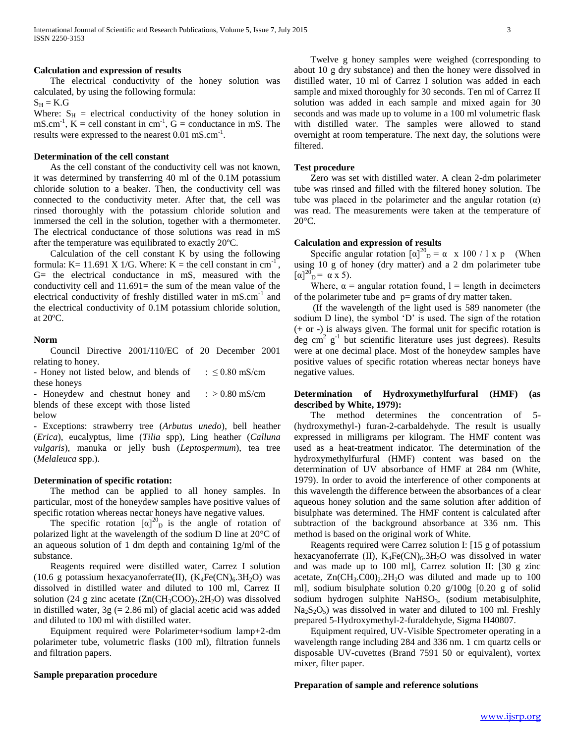#### Calculation and expression of results

The electrical conductivity of the honey solution was calculated, by using the following formula:

$S_H = K.G$

Where: $S_H$ = electrical conductivity of the honey solution in $mS.cm^{-1}$, K = cell constant in $cm^{-1}$, G = conductance in mS. The results were expressed to the nearest 0.01 $mS.cm^{-1}$.

#### Determination of the cell constant

As the cell constant of the conductivity cell was not known, it was determined by transferring 40 ml of the 0.1M potassium chloride solution to a beaker. Then, the conductivity cell was connected to the conductivity meter. After that, the cell was rinsed thoroughly with the potassium chloride solution and immersed the cell in the solution, together with a thermometer. The electrical conductance of those solutions was read in mS after the temperature was equilibrated to exactly 20ºC.

Calculation of the cell constant K by using the following formula: K= 11.691 X 1/G. Where: K = the cell constant in $cm^{-1}$, G= the electrical conductance in mS, measured with the conductivity cell and 11.691= the sum of the mean value of the electrical conductivity of freshly distilled water in $mS.cm^{-1}$ and the electrical conductivity of 0.1M potassium chloride solution, at 20ºC.

#### Norm

Council Directive 2001/110/EC of 20 December 2001 relating to honey.

- Honey not listed below, and blends of these honeys : ≤ 0.80 mS/cm
- Honeydew and chestnut honey and blends of these except with those listed below : > 0.80 mS/cm
- Exceptions: strawberry tree (*Arbutus unedo*), bell heather (*Erica*), eucalyptus, lime (*Tilia* spp), Ling heather (*Calluna vulgaris*), manuka or jelly bush (*Leptospermum*), tea tree (*Melaleuca* spp.).

#### Determination of specific rotation:

The method can be applied to all honey samples. In particular, most of the honeydew samples have positive values of specific rotation whereas nectar honeys have negative values.

The specific rotation $[\alpha]^{20}_D$ is the angle of rotation of polarized light at the wavelength of the sodium D line at 20°C of an aqueous solution of 1 dm depth and containing 1g/ml of the substance.

Reagents required were distilled water, Carrez I solution (10.6 g potassium hexacyanoferrate(II), ($K_4Fe(CN)_6.3H_2O$) was dissolved in distilled water and diluted to 100 ml, Carrez II solution (24 g zinc acetate ($Zn(CH_3COO)_2.2H_2O$) was dissolved in distilled water, 3g (= 2.86 ml) of glacial acetic acid was added and diluted to 100 ml with distilled water.

Equipment required were Polarimeter+sodium lamp+2-dm polarimeter tube, volumetric flasks (100 ml), filtration funnels and filtration papers.

#### Sample preparation procedure

Twelve g honey samples were weighed (corresponding to about 10 g dry substance) and then the honey were dissolved in distilled water, 10 ml of Carrez I solution was added in each sample and mixed thoroughly for 30 seconds. Ten ml of Carrez II solution was added in each sample and mixed again for 30 seconds and was made up to volume in a 100 ml volumetric flask with distilled water. The samples were allowed to stand overnight at room temperature. The next day, the solutions were filtered.

#### Test procedure

Zero was set with distilled water. A clean 2-dm polarimeter tube was rinsed and filled with the filtered honey solution. The tube was placed in the polarimeter and the angular rotation (α) was read. The measurements were taken at the temperature of 20°C.

#### Calculation and expression of results

Specific angular rotation $[\alpha]^{20}_D = \alpha \times 100 / l \times p$ (When using 10 g of honey (dry matter) and a 2 dm polarimeter tube $[\alpha]^{20}_D = \alpha \times 5$).

Where, α = angular rotation found, l = length in decimeters of the polarimeter tube and p= grams of dry matter taken.

(If the wavelength of the light used is 589 nanometer (the sodium D line), the symbol 'D' is used. The sign of the rotation (+ or -) is always given. The formal unit for specific rotation is deg $cm^2$ $g^{-1}$ but scientific literature uses just degrees). Results were at one decimal place. Most of the honeydew samples have positive values of specific rotation whereas nectar honeys have negative values.

#### Determination of Hydroxymethylfurfural (HMF) (as described by White, 1979):

The method determines the concentration of 5-(hydroxymethyl-) furan-2-carbaldehyde. The result is usually expressed in milligrams per kilogram. The HMF content was used as a heat-treatment indicator. The determination of the hydroxymethylfurfural (HMF) content was based on the determination of UV absorbance of HMF at 284 nm (White, 1979). In order to avoid the interference of other components at this wavelength the difference between the absorbances of a clear aqueous honey solution and the same solution after addition of bisulphate was determined. The HMF content is calculated after subtraction of the background absorbance at 336 nm. This method is based on the original work of White.

Reagents required were Carrez solution I: [15 g of potassium hexacyanoferrate (II), $K_4Fe(CN)_6.3H_2O$ was dissolved in water and was made up to 100 ml], Carrez solution II: [30 g zinc acetate, $Zn(CH_3.C00)_2.2H_2O$ was diluted and made up to 100 ml], sodium hydrogen bisulphate solution 0.20 g/100g [0.20 g of solid sodium hydrogen sulphite $NaHSO_3$, (sodium metabisulphite, $Na_2S_2O_5$) was dissolved in water and diluted to 100 ml. Freshly prepared 5-Hydroxymethyl-2-furaldehyde, Sigma H40807.

Equipment required, UV-Visible Spectrometer operating in a wavelength range including 284 and 336 nm. 1 cm quartz cells or disposable UV-cuvettes (Brand 7591 50 or equivalent), vortex mixer, filter paper.

#### Preparation of sample and reference solutions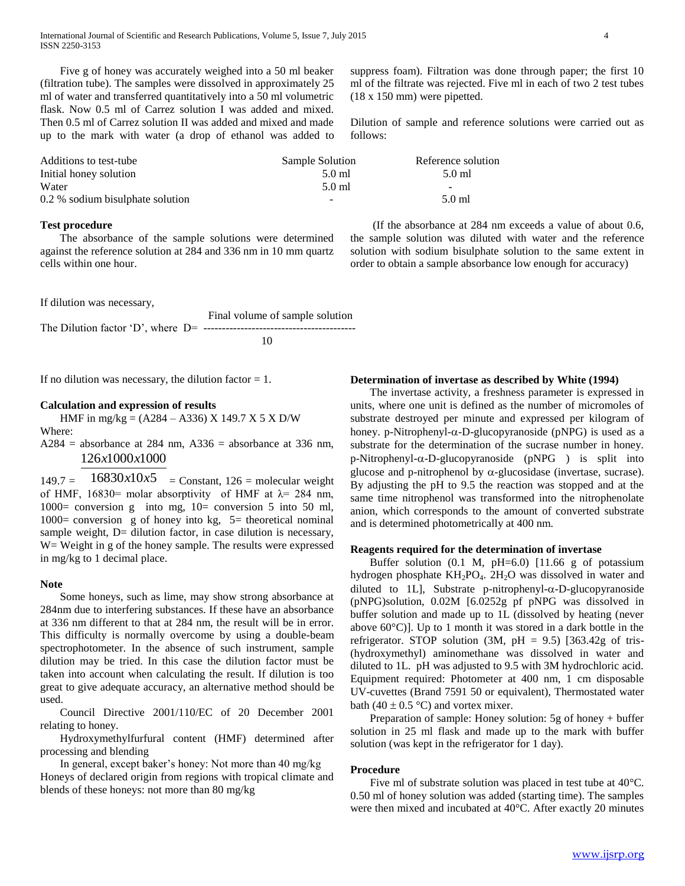Five g of honey was accurately weighed into a 50 ml beaker (filtration tube). The samples were dissolved in approximately 25 ml of water and transferred quantitatively into a 50 ml volumetric flask. Now 0.5 ml of Carrez solution I was added and mixed. Then 0.5 ml of Carrez solution II was added and mixed and made up to the mark with water (a drop of ethanol was added to suppress foam). Filtration was done through paper; the first 10 ml of the filtrate was rejected. Five ml in each of two 2 test tubes (18 x 150 mm) were pipetted.

Dilution of sample and reference solutions were carried out as follows:

| Additions to test-tube | Sample Solution | Reference solution |
|---|---|---|
| Initial honey solution | 5.0 ml | 5.0 ml |
| Water | 5.0 ml | - |
| 0.2 % sodium bisulphate solution | - | 5.0 ml |

**Test procedure**

The absorbance of the sample solutions were determined against the reference solution at 284 and 336 nm in 10 mm quartz cells within one hour.

(If the absorbance at 284 nm exceeds a value of about 0.6, the sample solution was diluted with water and the reference solution with sodium bisulphate solution to the same extent in order to obtain a sample absorbance low enough for accuracy)

If dilution was necessary,

$$\text{The Dilution factor 'D', where } D = \frac{\text{Final volume of sample solution}}{10}$$

If no dilution was necessary, the dilution factor = 1.

**Calculation and expression of results**

HMF in mg/kg = (A284 – A336) X 149.7 X 5 X D/W

Where:

A284 = absorbance at 284 nm, A336 = absorbance at 336 nm,

$$149.7 = \frac{126 x 1000 x 1000}{16830 x 10 x 5}$$

= Constant, 126 = molecular weight of HMF, 16830= molar absorptivity of HMF at $\lambda$= 284 nm, 1000= conversion g into mg, 10= conversion 5 into 50 ml, 1000= conversion g of honey into kg, 5= theoretical nominal sample weight, D= dilution factor, in case dilution is necessary, W= Weight in g of the honey sample. The results were expressed in mg/kg to 1 decimal place.

**Note**

Some honeys, such as lime, may show strong absorbance at 284nm due to interfering substances. If these have an absorbance at 336 nm different to that at 284 nm, the result will be in error. This difficulty is normally overcome by using a double-beam spectrophotometer. In the absence of such instrument, sample dilution may be tried. In this case the dilution factor must be taken into account when calculating the result. If dilution is too great to give adequate accuracy, an alternative method should be used.

Council Directive 2001/110/EC of 20 December 2001 relating to honey.

Hydroxymethylfurfural content (HMF) determined after processing and blending

In general, except baker's honey: Not more than 40 mg/kg

Honeys of declared origin from regions with tropical climate and blends of these honeys: not more than 80 mg/kg

**Determination of invertase as described by White (1994)**

The invertase activity, a freshness parameter is expressed in units, where one unit is defined as the number of micromoles of substrate destroyed per minute and expressed per kilogram of honey. p-Nitrophenyl-$\alpha$-D-glucopyranoside (pNPG) is used as a substrate for the determination of the sucrase number in honey. p-Nitrophenyl-$\alpha$-D-glucopyranoside (pNPG ) is split into glucose and p-nitrophenol by $\alpha$-glucosidase (invertase, sucrase). By adjusting the pH to 9.5 the reaction was stopped and at the same time nitrophenol was transformed into the nitrophenolate anion, which corresponds to the amount of converted substrate and is determined photometrically at 400 nm.

**Reagents required for the determination of invertase**

Buffer solution (0.1 M, pH=6.0) [11.66 g of potassium hydrogen phosphate $KH_2PO_4$. $2H_2O$ was dissolved in water and diluted to 1L], Substrate p-nitrophenyl-$\alpha$-D-glucopyranoside (pNPG)solution, 0.02M [6.0252g pf pNPG was dissolved in buffer solution and made up to 1L (dissolved by heating (never above 60°C)]. Up to 1 month it was stored in a dark bottle in the refrigerator. STOP solution (3M, pH = 9.5) [363.42g of tris-(hydroxymethyl) aminomethane was dissolved in water and diluted to 1L. pH was adjusted to 9.5 with 3M hydrochloric acid. Equipment required: Photometer at 400 nm, 1 cm disposable UV-cuvettes (Brand 7591 50 or equivalent), Thermostated water bath (40 ± 0.5 °C) and vortex mixer.

Preparation of sample: Honey solution: 5g of honey + buffer solution in 25 ml flask and made up to the mark with buffer solution (was kept in the refrigerator for 1 day).

**Procedure**

Five ml of substrate solution was placed in test tube at 40°C. 0.50 ml of honey solution was added (starting time). The samples were then mixed and incubated at 40°C. After exactly 20 minutes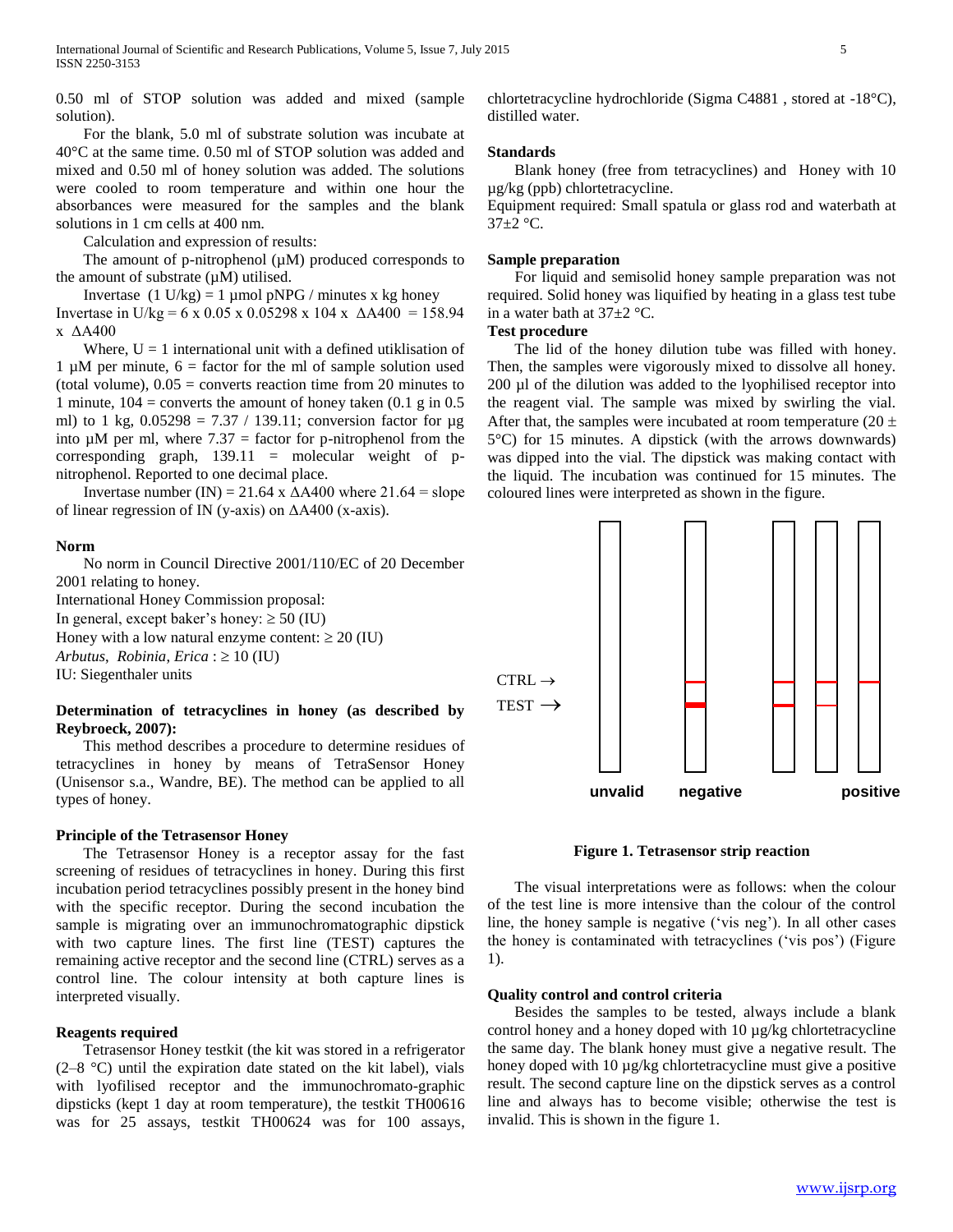0.50 ml of STOP solution was added and mixed (sample solution).

For the blank, 5.0 ml of substrate solution was incubate at 40°C at the same time. 0.50 ml of STOP solution was added and mixed and 0.50 ml of honey solution was added. The solutions were cooled to room temperature and within one hour the absorbances were measured for the samples and the blank solutions in 1 cm cells at 400 nm.

Calculation and expression of results:

The amount of p-nitrophenol (µM) produced corresponds to the amount of substrate (µM) utilised.

Invertase (1 U/kg) = 1 µmol pNPG / minutes x kg honey

Invertase in U/kg = 6 x 0.05 x 0.05298 x 104 x $\Delta A_{400}$ = 158.94 x $\Delta A_{400}$

Where, U = 1 international unit with a defined utiklisation of 1 µM per minute, 6 = factor for the ml of sample solution used (total volume), 0.05 = converts reaction time from 20 minutes to 1 minute, 104 = converts the amount of honey taken (0.1 g in 0.5 ml) to 1 kg, 0.05298 = 7.37 / 139.11; conversion factor for µg into µM per ml, where 7.37 = factor for p-nitrophenol from the corresponding graph, 139.11 = molecular weight of p-nitrophenol. Reported to one decimal place.

Invertase number (IN) = 21.64 x $\Delta A_{400}$ where 21.64 = slope of linear regression of IN (y-axis) on $\Delta A_{400}$ (x-axis).

**Norm**

No norm in Council Directive 2001/110/EC of 20 December 2001 relating to honey.

International Honey Commission proposal:

In general, except baker's honey: ≥ 50 (IU)

Honey with a low natural enzyme content: ≥ 20 (IU)

*Arbutus*, *Robinia*, *Erica* : ≥ 10 (IU)

IU: Siegenthaler units

**Determination of tetracyclines in honey (as described by Reybroeck, 2007):**

This method describes a procedure to determine residues of tetracyclines in honey by means of TetraSensor Honey (Unisensor s.a., Wandre, BE). The method can be applied to all types of honey.

**Principle of the Tetrasensor Honey**

The Tetrasensor Honey is a receptor assay for the fast screening of residues of tetracyclines in honey. During this first incubation period tetracyclines possibly present in the honey bind with the specific receptor. During the second incubation the sample is migrating over an immunochromatographic dipstick with two capture lines. The first line (TEST) captures the remaining active receptor and the second line (CTRL) serves as a control line. The colour intensity at both capture lines is interpreted visually.

**Reagents required**

Tetrasensor Honey testkit (the kit was stored in a refrigerator (2–8 °C) until the expiration date stated on the kit label), vials with lyofilised receptor and the immunochromato-graphic dipsticks (kept 1 day at room temperature), the testkit TH00616 was for 25 assays, testkit TH00624 was for 100 assays, chlortetracycline hydrochloride (Sigma C4881 , stored at -18°C), distilled water.

**Standards**

Blank honey (free from tetracyclines) and Honey with 10 µg/kg (ppb) chlortetracycline.

Equipment required: Small spatula or glass rod and waterbath at 37±2 °C.

**Sample preparation**

For liquid and semisolid honey sample preparation was not required. Solid honey was liquified by heating in a glass test tube in a water bath at 37±2 °C.

**Test procedure**

The lid of the honey dilution tube was filled with honey. Then, the samples were vigorously mixed to dissolve all honey. 200 µl of the dilution was added to the lyophilised receptor into the reagent vial. The sample was mixed by swirling the vial. After that, the samples were incubated at room temperature (20 ± 5°C) for 15 minutes. A dipstick (with the arrows downwards) was dipped into the vial. The dipstick was making contact with the liquid. The incubation was continued for 15 minutes. The coloured lines were interpreted as shown in the figure.

CTRL →
TEST →

unvalid | negative | positive

**Figure 1. Tetrasensor strip reaction**

The visual interpretations were as follows: when the colour of the test line is more intensive than the colour of the control line, the honey sample is negative ('vis neg'). In all other cases the honey is contaminated with tetracyclines ('vis pos') (Figure 1).

**Quality control and control criteria**

Besides the samples to be tested, always include a blank control honey and a honey doped with 10 µg/kg chlortetracycline the same day. The blank honey must give a negative result. The honey doped with 10 µg/kg chlortetracycline must give a positive result. The second capture line on the dipstick serves as a control line and always has to become visible; otherwise the test is invalid. This is shown in the figure 1.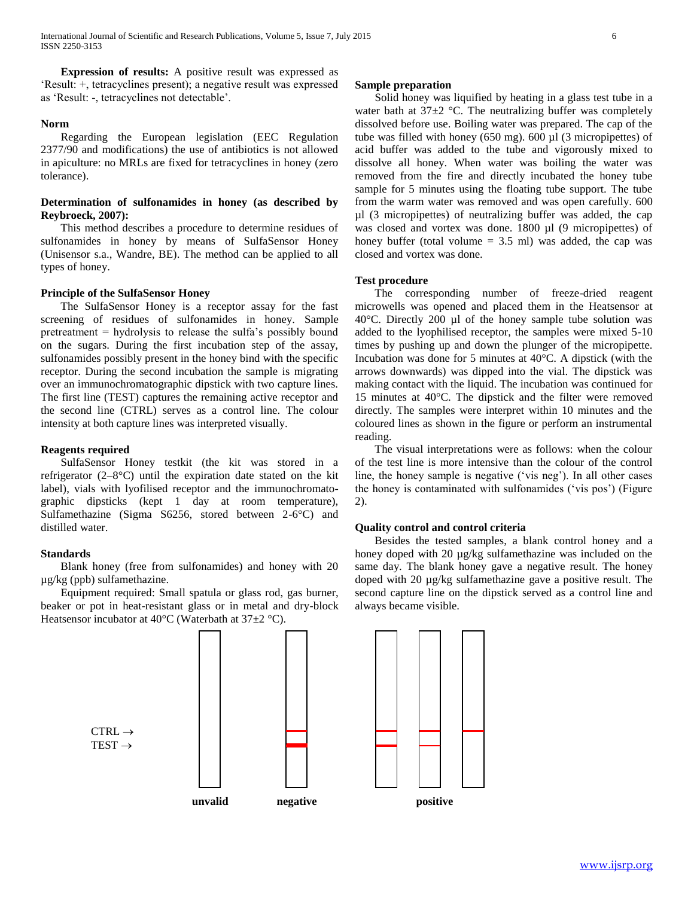**Expression of results:** A positive result was expressed as 'Result: +, tetracyclines present); a negative result was expressed as 'Result: -, tetracyclines not detectable'.

#### Norm

Regarding the European legislation (EEC Regulation 2377/90 and modifications) the use of antibiotics is not allowed in apiculture: no MRLs are fixed for tetracyclines in honey (zero tolerance).

### Determination of sulfonamides in honey (as described by Reybroeck, 2007):

This method describes a procedure to determine residues of sulfonamides in honey by means of SulfaSensor Honey (Unisensor s.a., Wandre, BE). The method can be applied to all types of honey.

#### Principle of the SulfaSensor Honey

The SulfaSensor Honey is a receptor assay for the fast screening of residues of sulfonamides in honey. Sample pretreatment = hydrolysis to release the sulfa's possibly bound on the sugars. During the first incubation step of the assay, sulfonamides possibly present in the honey bind with the specific receptor. During the second incubation the sample is migrating over an immunochromatographic dipstick with two capture lines. The first line (TEST) captures the remaining active receptor and the second line (CTRL) serves as a control line. The colour intensity at both capture lines was interpreted visually.

#### Reagents required

SulfaSensor Honey testkit (the kit was stored in a refrigerator (2–8°C) until the expiration date stated on the kit label), vials with lyofilised receptor and the immunochromatographic dipsticks (kept 1 day at room temperature), Sulfamethazine (Sigma S6256, stored between 2-6°C) and distilled water.

#### Standards

Blank honey (free from sulfonamides) and honey with 20 µg/kg (ppb) sulfamethazine.

Equipment required: Small spatula or glass rod, gas burner, beaker or pot in heat-resistant glass or in metal and dry-block Heatsensor incubator at 40°C (Waterbath at 37±2 °C).

#### Sample preparation

Solid honey was liquified by heating in a glass test tube in a water bath at 37±2 °C. The neutralizing buffer was completely dissolved before use. Boiling water was prepared. The cap of the tube was filled with honey (650 mg). 600 µl (3 micropipettes) of acid buffer was added to the tube and vigorously mixed to dissolve all honey. When water was boiling the water was removed from the fire and directly incubated the honey tube sample for 5 minutes using the floating tube support. The tube from the warm water was removed and was open carefully. 600 µl (3 micropipettes) of neutralizing buffer was added, the cap was closed and vortex was done. 1800 µl (9 micropipettes) of honey buffer (total volume = 3.5 ml) was added, the cap was closed and vortex was done.

#### Test procedure

The corresponding number of freeze-dried reagent microwells was opened and placed them in the Heatsensor at 40°C. Directly 200 µl of the honey sample tube solution was added to the lyophilised receptor, the samples were mixed 5-10 times by pushing up and down the plunger of the micropipette. Incubation was done for 5 minutes at 40°C. A dipstick (with the arrows downwards) was dipped into the vial. The dipstick was making contact with the liquid. The incubation was continued for 15 minutes at 40°C. The dipstick and the filter were removed directly. The samples were interpret within 10 minutes and the coloured lines as shown in the figure or perform an instrumental reading.

The visual interpretations were as follows: when the colour of the test line is more intensive than the colour of the control line, the honey sample is negative ('vis neg'). In all other cases the honey is contaminated with sulfonamides ('vis pos') (Figure 2).

#### Quality control and control criteria

Besides the tested samples, a blank control honey and a honey doped with 20 µg/kg sulfamethazine was included on the same day. The blank honey gave a negative result. The honey doped with 20 µg/kg sulfamethazine gave a positive result. The second capture line on the dipstick served as a control line and always became visible.

CTRL →
TEST →

unvalid negative positive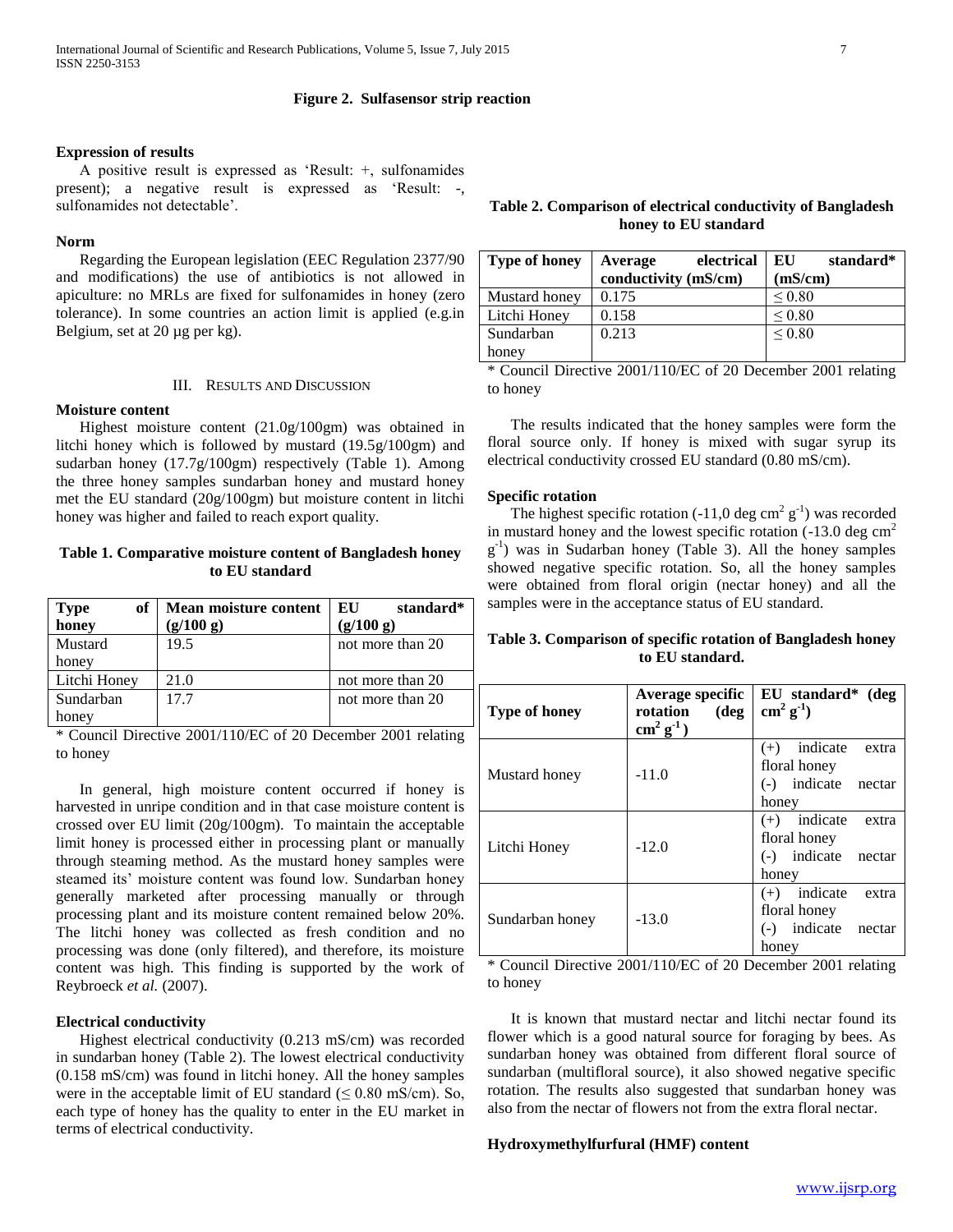**Figure 2. Sulfasensor strip reaction**

**Expression of results**

A positive result is expressed as 'Result: +, sulfonamides present); a negative result is expressed as 'Result: -, sulfonamides not detectable'.

**Norm**

Regarding the European legislation (EEC Regulation 2377/90 and modifications) the use of antibiotics is not allowed in apiculture: no MRLs are fixed for sulfonamides in honey (zero tolerance). In some countries an action limit is applied (e.g.in Belgium, set at 20 µg per kg).

## III. Results and Discussion

**Moisture content**

Highest moisture content (21.0g/100gm) was obtained in litchi honey which is followed by mustard (19.5g/100gm) and sudarban honey (17.7g/100gm) respectively (Table 1). Among the three honey samples sundarban honey and mustard honey met the EU standard (20g/100gm) but moisture content in litchi honey was higher and failed to reach export quality.

**Table 1. Comparative moisture content of Bangladesh honey to EU standard**

| Type of honey | Mean moisture content (g/100 g) | EU standard* (g/100 g) |
|---|---|---|
| Mustard honey | 19.5 | not more than 20 |
| Litchi Honey | 21.0 | not more than 20 |
| Sundarban honey | 17.7 | not more than 20 |

* Council Directive 2001/110/EC of 20 December 2001 relating to honey

In general, high moisture content occurred if honey is harvested in unripe condition and in that case moisture content is crossed over EU limit (20g/100gm). To maintain the acceptable limit honey is processed either in processing plant or manually through steaming method. As the mustard honey samples were steamed its' moisture content was found low. Sundarban honey generally marketed after processing manually or through processing plant and its moisture content remained below 20%. The litchi honey was collected as fresh condition and no processing was done (only filtered), and therefore, its moisture content was high. This finding is supported by the work of Reybroeck *et al.* (2007).

**Electrical conductivity**

Highest electrical conductivity (0.213 mS/cm) was recorded in sundarban honey (Table 2). The lowest electrical conductivity (0.158 mS/cm) was found in litchi honey. All the honey samples were in the acceptable limit of EU standard ($\leq$ 0.80 mS/cm). So, each type of honey has the quality to enter in the EU market in terms of electrical conductivity.

**Table 2. Comparison of electrical conductivity of Bangladesh honey to EU standard**

| Type of honey | Average electrical conductivity (mS/cm) | EU standard* (mS/cm) |
|---|---|---|
| Mustard honey | 0.175 | $\leq$ 0.80 |
| Litchi Honey | 0.158 | $\leq$ 0.80 |
| Sundarban honey | 0.213 | $\leq$ 0.80 |

* Council Directive 2001/110/EC of 20 December 2001 relating to honey

The results indicated that the honey samples were form the floral source only. If honey is mixed with sugar syrup its electrical conductivity crossed EU standard (0.80 mS/cm).

**Specific rotation**

The highest specific rotation (-11,0 deg $cm^2$ $g^{-1}$) was recorded in mustard honey and the lowest specific rotation (-13.0 deg $cm^2$ $g^{-1}$) was in Sudarban honey (Table 3). All the honey samples showed negative specific rotation. So, all the honey samples were obtained from floral origin (nectar honey) and all the samples were in the acceptance status of EU standard.

**Table 3. Comparison of specific rotation of Bangladesh honey to EU standard.**

| Type of honey | Average specific rotation (deg $cm^2$ $g^{-1}$) | EU standard* (deg $cm^2$ $g^{-1}$) |
|---|---|---|
| Mustard honey | -11.0 | (+) indicate extra floral honey (-) indicate nectar honey |
| Litchi Honey | -12.0 | (+) indicate extra floral honey (-) indicate nectar honey |
| Sundarban honey | -13.0 | (+) indicate extra floral honey (-) indicate nectar honey |

* Council Directive 2001/110/EC of 20 December 2001 relating to honey

It is known that mustard nectar and litchi nectar found its flower which is a good natural source for foraging by bees. As sundarban honey was obtained from different floral source of sundarban (multifloral source), it also showed negative specific rotation. The results also suggested that sundarban honey was also from the nectar of flowers not from the extra floral nectar.

**Hydroxymethylfurfural (HMF) content**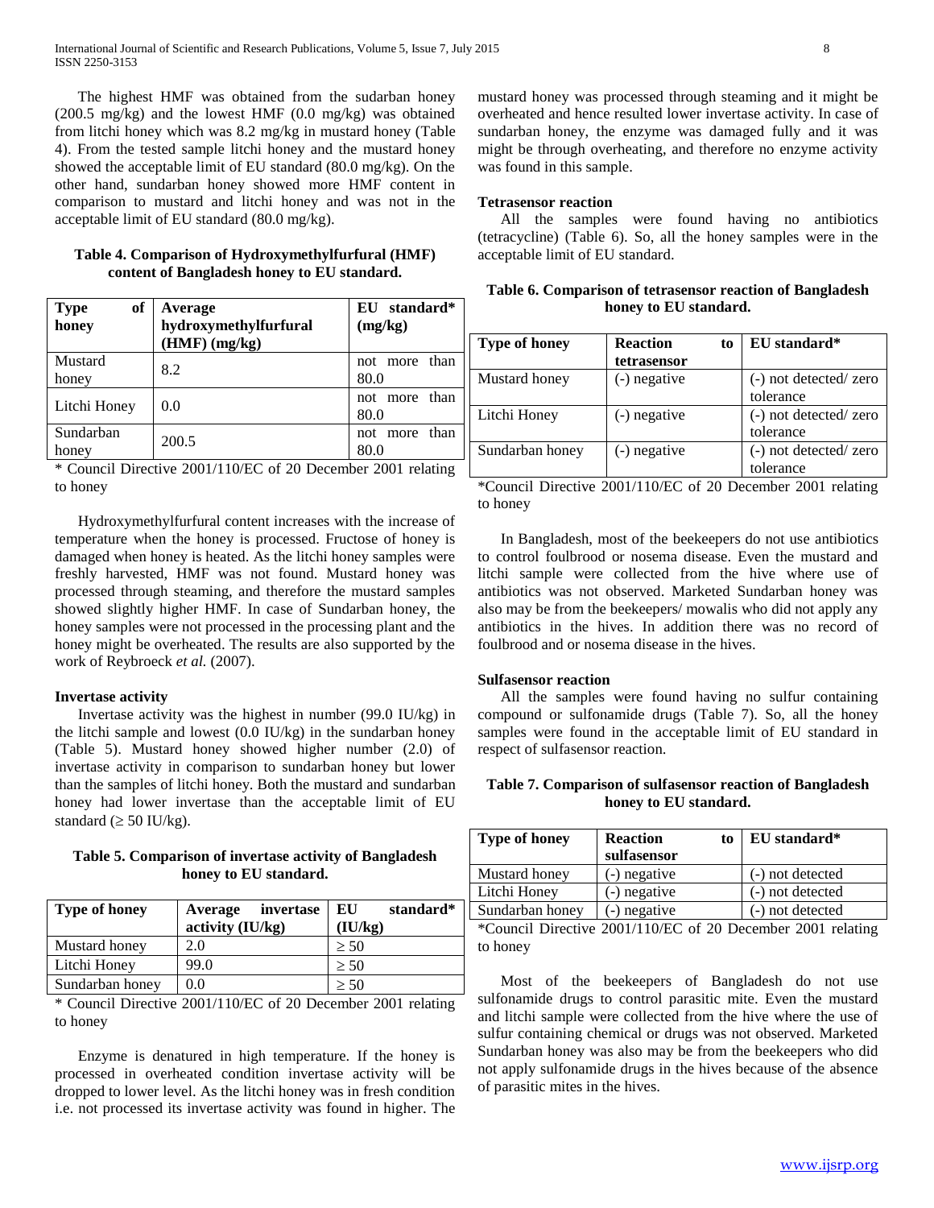The highest HMF was obtained from the sudarban honey (200.5 mg/kg) and the lowest HMF (0.0 mg/kg) was obtained from litchi honey which was 8.2 mg/kg in mustard honey (Table 4). From the tested sample litchi honey and the mustard honey showed the acceptable limit of EU standard (80.0 mg/kg). On the other hand, sundarban honey showed more HMF content in comparison to mustard and litchi honey and was not in the acceptable limit of EU standard (80.0 mg/kg).

**Table 4. Comparison of Hydroxymethylfurfural (HMF) content of Bangladesh honey to EU standard.**

| Type of honey | Average hydroxymethylfurfural (HMF) (mg/kg) | EU standard* (mg/kg) |
|---|---|---|
| Mustard honey | 8.2 | not more than 80.0 |
| Litchi Honey | 0.0 | not more than 80.0 |
| Sundarban honey | 200.5 | not more than 80.0 |

* Council Directive 2001/110/EC of 20 December 2001 relating to honey

Hydroxymethylfurfural content increases with the increase of temperature when the honey is processed. Fructose of honey is damaged when honey is heated. As the litchi honey samples were freshly harvested, HMF was not found. Mustard honey was processed through steaming, and therefore the mustard samples showed slightly higher HMF. In case of Sundarban honey, the honey samples were not processed in the processing plant and the honey might be overheated. The results are also supported by the work of Reybroeck *et al.* (2007).

**Invertase activity**

Invertase activity was the highest in number (99.0 IU/kg) in the litchi sample and lowest (0.0 IU/kg) in the sundarban honey (Table 5). Mustard honey showed higher number (2.0) of invertase activity in comparison to sundarban honey but lower than the samples of litchi honey. Both the mustard and sundarban honey had lower invertase than the acceptable limit of EU standard ($\geq 50$ IU/kg).

**Table 5. Comparison of invertase activity of Bangladesh honey to EU standard.**

| Type of honey | Average invertase activity (IU/kg) | EU standard* (IU/kg) |
|---|---|---|
| Mustard honey | 2.0 | $\geq 50$ |
| Litchi Honey | 99.0 | $\geq 50$ |
| Sundarban honey | 0.0 | $\geq 50$ |

* Council Directive 2001/110/EC of 20 December 2001 relating to honey

Enzyme is denatured in high temperature. If the honey is processed in overheated condition invertase activity will be dropped to lower level. As the litchi honey was in fresh condition i.e. not processed its invertase activity was found in higher. The mustard honey was processed through steaming and it might be overheated and hence resulted lower invertase activity. In case of sundarban honey, the enzyme was damaged fully and it was might be through overheating, and therefore no enzyme activity was found in this sample.

**Tetrasensor reaction**

All the samples were found having no antibiotics (tetracycline) (Table 6). So, all the honey samples were in the acceptable limit of EU standard.

**Table 6. Comparison of tetrasensor reaction of Bangladesh honey to EU standard.**

| Type of honey | Reaction to tetrasensor | EU standard* |
|---|---|---|
| Mustard honey | (-) negative | (-) not detected/ zero tolerance |
| Litchi Honey | (-) negative | (-) not detected/ zero tolerance |
| Sundarban honey | (-) negative | (-) not detected/ zero tolerance |

*Council Directive 2001/110/EC of 20 December 2001 relating to honey

In Bangladesh, most of the beekeepers do not use antibiotics to control foulbrood or nosema disease. Even the mustard and litchi sample were collected from the hive where use of antibiotics was not observed. Marketed Sundarban honey was also may be from the beekeepers/ mowalis who did not apply any antibiotics in the hives. In addition there was no record of foulbrood and or nosema disease in the hives.

**Sulfasensor reaction**

All the samples were found having no sulfur containing compound or sulfonamide drugs (Table 7). So, all the honey samples were found in the acceptable limit of EU standard in respect of sulfasensor reaction.

**Table 7. Comparison of sulfasensor reaction of Bangladesh honey to EU standard.**

| Type of honey | Reaction to sulfasensor | EU standard* |
|---|---|---|
| Mustard honey | (-) negative | (-) not detected |
| Litchi Honey | (-) negative | (-) not detected |
| Sundarban honey | (-) negative | (-) not detected |

*Council Directive 2001/110/EC of 20 December 2001 relating to honey

Most of the beekeepers of Bangladesh do not use sulfonamide drugs to control parasitic mite. Even the mustard and litchi sample were collected from the hive where the use of sulfur containing chemical or drugs was not observed. Marketed Sundarban honey was also may be from the beekeepers who did not apply sulfonamide drugs in the hives because of the absence of parasitic mites in the hives.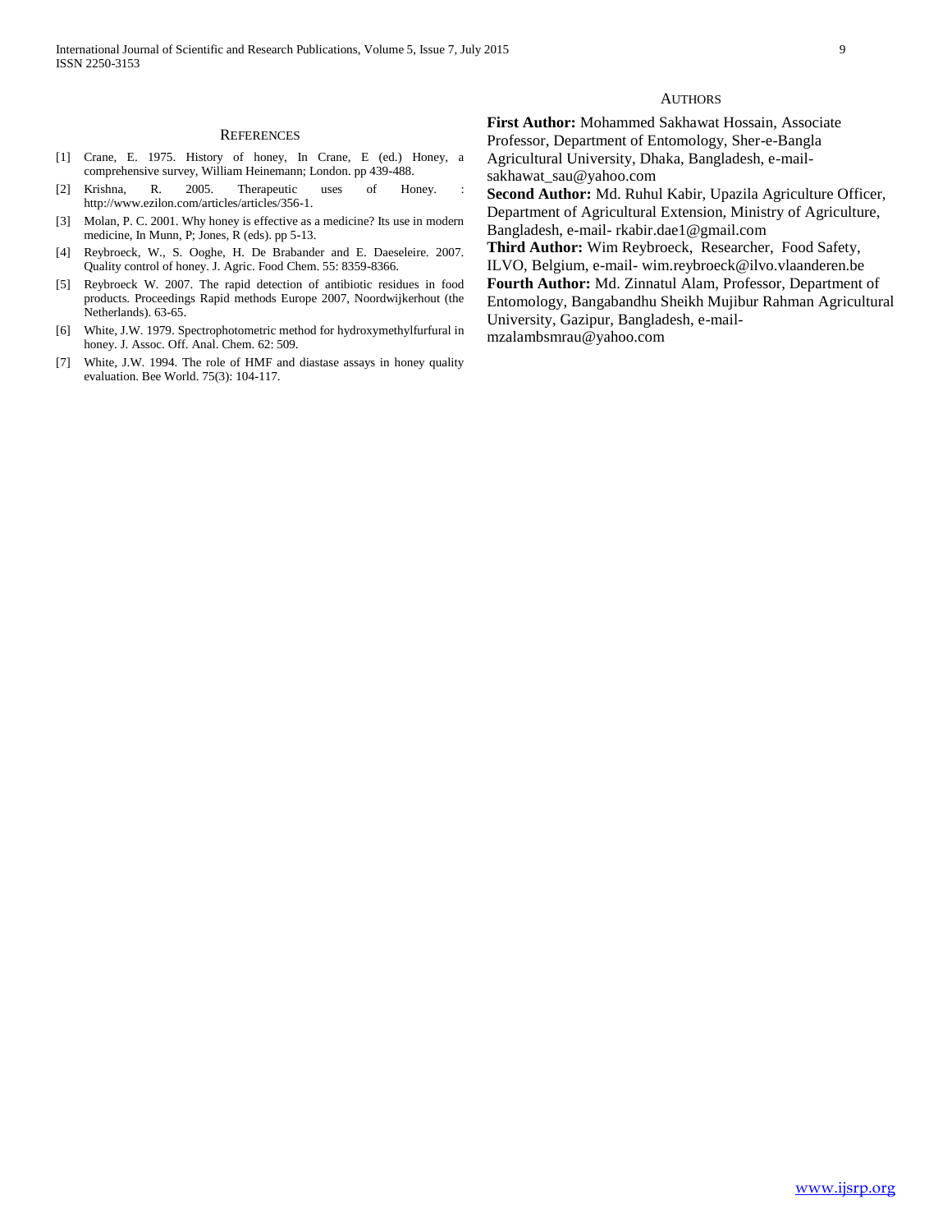## References

[1] Crane, E. 1975. History of honey, In Crane, E (ed.) Honey, a comprehensive survey, William Heinemann; London. pp 439-488.

[2] Krishna, R. 2005. Therapeutic uses of Honey. : http://www.ezilon.com/articles/articles/356-1.

[3] Molan, P. C. 2001. Why honey is effective as a medicine? Its use in modern medicine, In Munn, P; Jones, R (eds). pp 5-13.

[4] Reybroeck, W., S. Ooghe, H. De Brabander and E. Daeseleire. 2007. Quality control of honey. J. Agric. Food Chem. 55: 8359-8366.

[5] Reybroeck W. 2007. The rapid detection of antibiotic residues in food products. Proceedings Rapid methods Europe 2007, Noordwijkerhout (the Netherlands). 63-65.

[6] White, J.W. 1979. Spectrophotometric method for hydroxymethylfurfural in honey. J. Assoc. Off. Anal. Chem. 62: 509.

[7] White, J.W. 1994. The role of HMF and diastase assays in honey quality evaluation. Bee World. 75(3): 104-117.

## Authors

**First Author:** Mohammed Sakhawat Hossain, Associate Professor, Department of Entomology, Sher-e-Bangla Agricultural University, Dhaka, Bangladesh, e-mail- sakhawat_sau@yahoo.com

**Second Author:** Md. Ruhul Kabir, Upazila Agriculture Officer, Department of Agricultural Extension, Ministry of Agriculture, Bangladesh, e-mail- rkabir.dae1@gmail.com

**Third Author:** Wim Reybroeck, Researcher, Food Safety, ILVO, Belgium, e-mail- wim.reybroeck@ilvo.vlaanderen.be

**Fourth Author:** Md. Zinnatul Alam, Professor, Department of Entomology, Bangabandhu Sheikh Mujibur Rahman Agricultural University, Gazipur, Bangladesh, e-mail- mzalambsmrau@yahoo.com